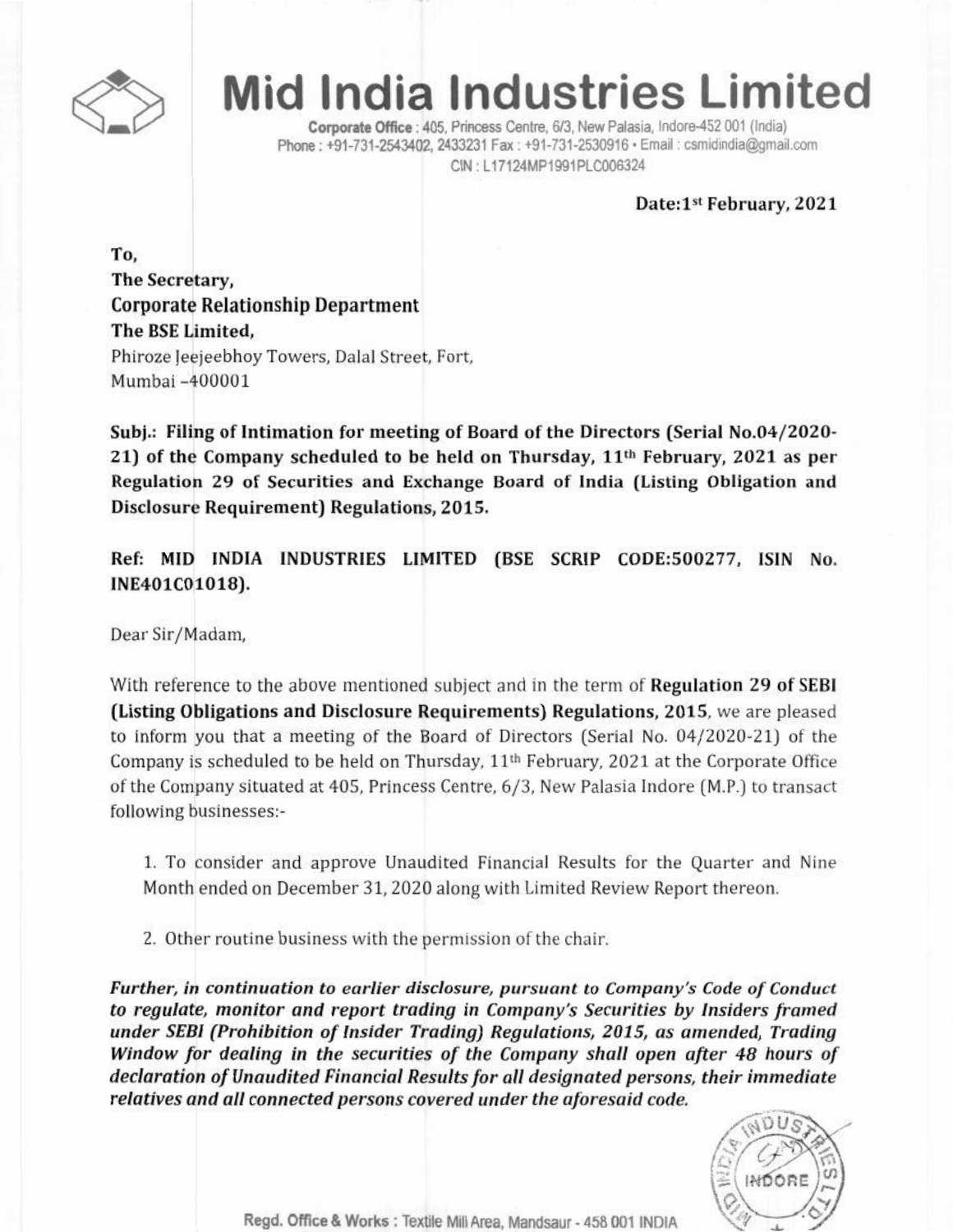# Mid India Industries Limited

**Corporate Office** : 405, Princess Centre, 6/3, New Palasia, Indore-452 001 (India)
Phone : +91-731-2543402, 2433231 Fax : +91-731-2530916 • Email : csmidindia@gmail.com
CIN : L17124MP1991PLC006324

**Date:1st February, 2021**

**To,**
**The Secretary,**
**Corporate Relationship Department**
**The BSE Limited,**
Phiroze Jeejeebhoy Towers, Dalal Street, Fort,
Mumbai –400001

**Subj.: Filing of Intimation for meeting of Board of the Directors (Serial No.04/2020-21) of the Company scheduled to be held on Thursday, 11th February, 2021 as per Regulation 29 of Securities and Exchange Board of India (Listing Obligation and Disclosure Requirement) Regulations, 2015.**

**Ref: MID INDIA INDUSTRIES LIMITED (BSE SCRIP CODE:500277, ISIN No. INE401C01018).**

Dear Sir/Madam,

With reference to the above mentioned subject and in the term of **Regulation 29 of SEBI (Listing Obligations and Disclosure Requirements) Regulations, 2015**, we are pleased to inform you that a meeting of the Board of Directors (Serial No. 04/2020-21) of the Company is scheduled to be held on Thursday, 11th February, 2021 at the Corporate Office of the Company situated at 405, Princess Centre, 6/3, New Palasia Indore (M.P.) to transact following businesses:-

1. To consider and approve Unaudited Financial Results for the Quarter and Nine Month ended on December 31, 2020 along with Limited Review Report thereon.
2. Other routine business with the permission of the chair.

***Further, in continuation to earlier disclosure, pursuant to Company's Code of Conduct to regulate, monitor and report trading in Company's Securities by Insiders framed under SEBI (Prohibition of Insider Trading) Regulations, 2015, as amended, Trading Window for dealing in the securities of the Company shall open after 48 hours of declaration of Unaudited Financial Results for all designated persons, their immediate relatives and all connected persons covered under the aforesaid code.***

Regd. Office & Works : Textile Mill Area, Mandsaur - 458 001 INDIA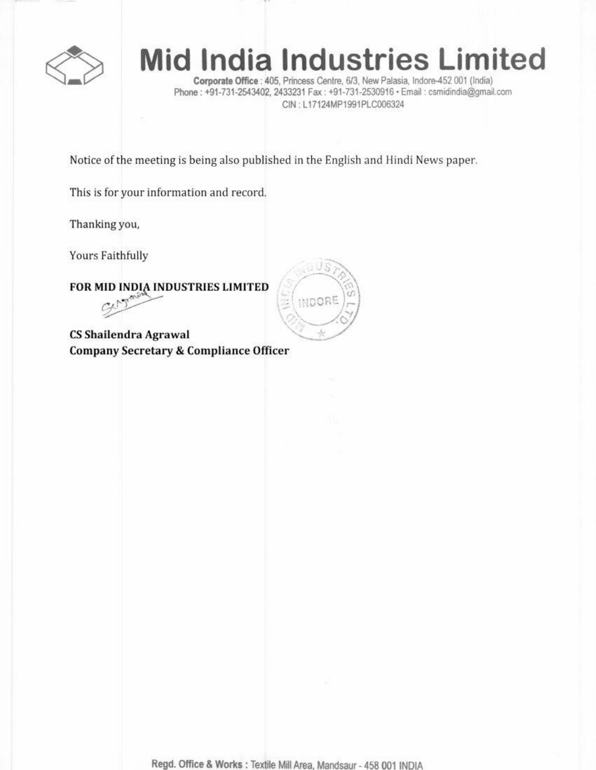# Mid India Industries Limited

**Corporate Office** : 405, Princess Centre, 6/3, New Palasia, Indore-452 001 (India)
Phone : +91-731-2543402, 2433231 Fax : +91-731-2530916 • Email : csmidindia@gmail.com
CIN : L17124MP1991PLC006324

Notice of the meeting is being also published in the English and Hindi News paper.

This is for your information and record.

Thanking you,

Yours Faithfully

**FOR MID INDIA INDUSTRIES LIMITED**

**CS Shailendra Agrawal**
**Company Secretary & Compliance Officer**

**Regd. Office & Works** : Textile Mill Area, Mandsaur - 458 001 INDIA